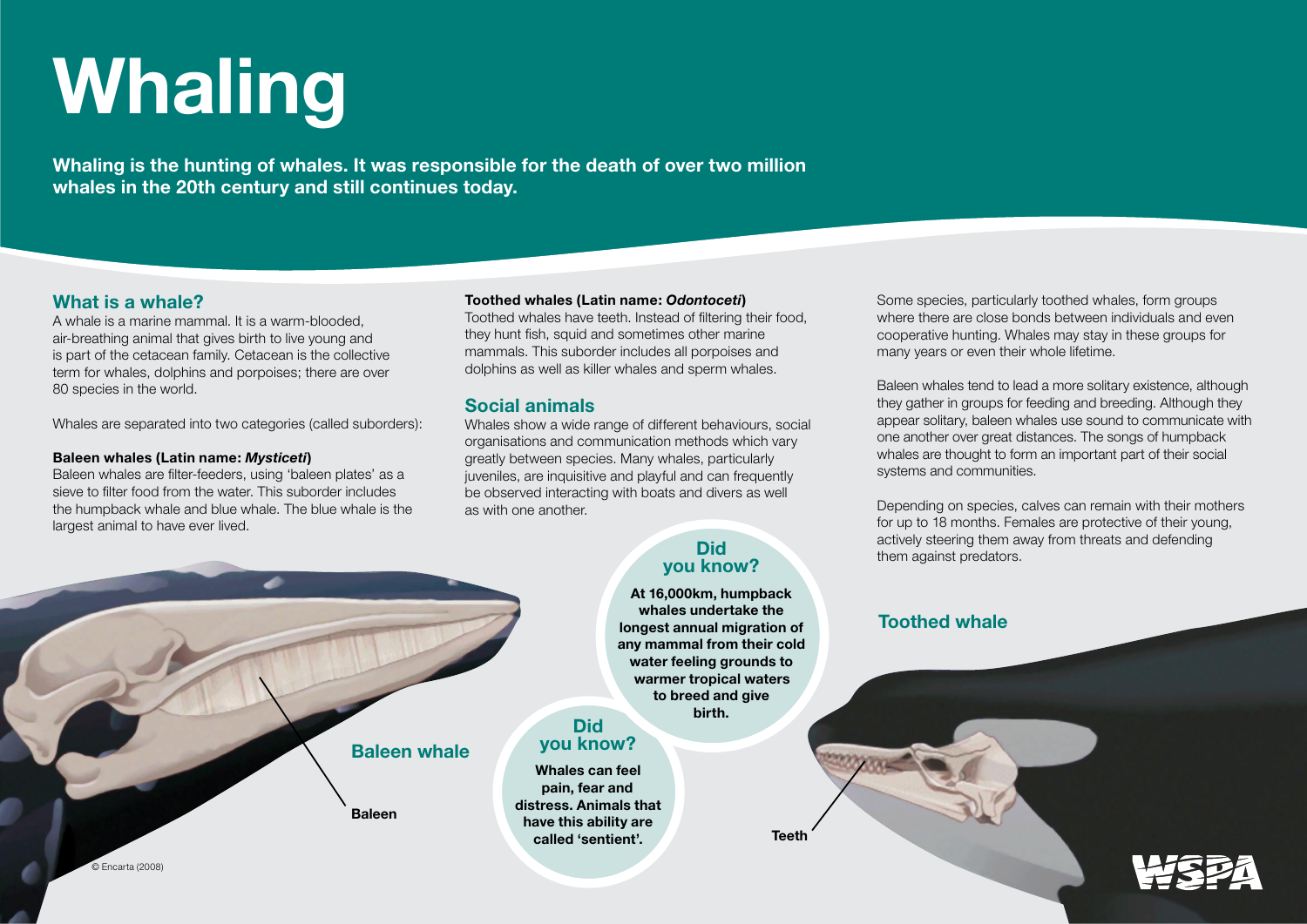# Whaling

**Whaling is the hunting of whales. It was responsible for the death of over two million whales in the 20th century and still continues today.**

## What is a whale?

A whale is a marine mammal. It is a warm-blooded, air-breathing animal that gives birth to live young and is part of the cetacean family. Cetacean is the collective term for whales, dolphins and porpoises; there are over 80 species in the world.

Whales are separated into two categories (called suborders):

**Baleen whales (Latin name: *Mysticeti*)**
Baleen whales are filter-feeders, using 'baleen plates' as a sieve to filter food from the water. This suborder includes the humpback whale and blue whale. The blue whale is the largest animal to have ever lived.

**Toothed whales (Latin name: *Odontoceti*)**
Toothed whales have teeth. Instead of filtering their food, they hunt fish, squid and sometimes other marine mammals. This suborder includes all porpoises and dolphins as well as killer whales and sperm whales.

## Social animals

Whales show a wide range of different behaviours, social organisations and communication methods which vary greatly between species. Many whales, particularly juveniles, are inquisitive and playful and can frequently be observed interacting with boats and divers as well as with one another.

Some species, particularly toothed whales, form groups where there are close bonds between individuals and even cooperative hunting. Whales may stay in these groups for many years or even their whole lifetime.

Baleen whales tend to lead a more solitary existence, although they gather in groups for feeding and breeding. Although they appear solitary, baleen whales use sound to communicate with one another over great distances. The songs of humpback whales are thought to form an important part of their social systems and communities.

Depending on species, calves can remain with their mothers for up to 18 months. Females are protective of their young, actively steering them away from threats and defending them against predators.

### Did you know?

**At 16,000km, humpback whales undertake the longest annual migration of any mammal from their cold water feeling grounds to warmer tropical waters to breed and give birth.**

### Did you know?

**Whales can feel pain, fear and distress. Animals that have this ability are called 'sentient'.**

**Baleen whale**

**Baleen**

**Toothed whale**

**Teeth**

© Encarta (2008)

WSPA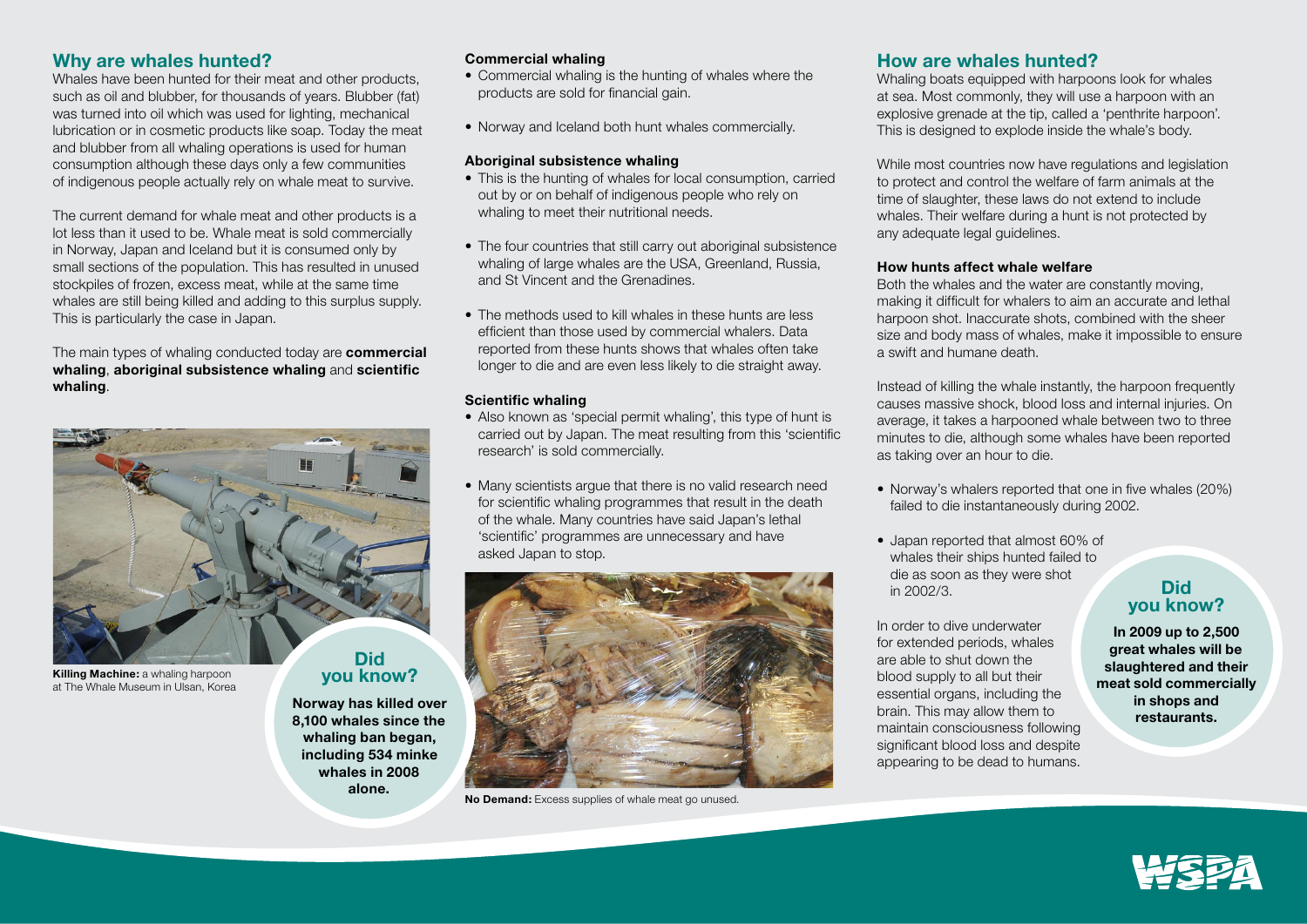## Why are whales hunted?

Whales have been hunted for their meat and other products, such as oil and blubber, for thousands of years. Blubber (fat) was turned into oil which was used for lighting, mechanical lubrication or in cosmetic products like soap. Today the meat and blubber from all whaling operations is used for human consumption although these days only a few communities of indigenous people actually rely on whale meat to survive.

The current demand for whale meat and other products is a lot less than it used to be. Whale meat is sold commercially in Norway, Japan and Iceland but it is consumed only by small sections of the population. This has resulted in unused stockpiles of frozen, excess meat, while at the same time whales are still being killed and adding to this surplus supply. This is particularly the case in Japan.

The main types of whaling conducted today are **commercial whaling**, **aboriginal subsistence whaling** and **scientific whaling**.

**Killing Machine:** a whaling harpoon at The Whale Museum in Ulsan, Korea

**Did you know?**

**Norway has killed over 8,100 whales since the whaling ban began, including 534 minke whales in 2008 alone.**

### Commercial whaling

- Commercial whaling is the hunting of whales where the products are sold for financial gain.
- Norway and Iceland both hunt whales commercially.

### Aboriginal subsistence whaling

- This is the hunting of whales for local consumption, carried out by or on behalf of indigenous people who rely on whaling to meet their nutritional needs.
- The four countries that still carry out aboriginal subsistence whaling of large whales are the USA, Greenland, Russia, and St Vincent and the Grenadines.
- The methods used to kill whales in these hunts are less efficient than those used by commercial whalers. Data reported from these hunts shows that whales often take longer to die and are even less likely to die straight away.

### Scientific whaling

- Also known as 'special permit whaling', this type of hunt is carried out by Japan. The meat resulting from this 'scientific research' is sold commercially.
- Many scientists argue that there is no valid research need for scientific whaling programmes that result in the death of the whale. Many countries have said Japan's lethal 'scientific' programmes are unnecessary and have asked Japan to stop.

**No Demand:** Excess supplies of whale meat go unused.

## How are whales hunted?

Whaling boats equipped with harpoons look for whales at sea. Most commonly, they will use a harpoon with an explosive grenade at the tip, called a 'penthrite harpoon'. This is designed to explode inside the whale's body.

While most countries now have regulations and legislation to protect and control the welfare of farm animals at the time of slaughter, these laws do not extend to include whales. Their welfare during a hunt is not protected by any adequate legal guidelines.

### How hunts affect whale welfare

Both the whales and the water are constantly moving, making it difficult for whalers to aim an accurate and lethal harpoon shot. Inaccurate shots, combined with the sheer size and body mass of whales, make it impossible to ensure a swift and humane death.

Instead of killing the whale instantly, the harpoon frequently causes massive shock, blood loss and internal injuries. On average, it takes a harpooned whale between two to three minutes to die, although some whales have been reported as taking over an hour to die.

- Norway's whalers reported that one in five whales (20%) failed to die instantaneously during 2002.
- Japan reported that almost 60% of whales their ships hunted failed to die as soon as they were shot in 2002/3.

In order to dive underwater for extended periods, whales are able to shut down the blood supply to all but their essential organs, including the brain. This may allow them to maintain consciousness following significant blood loss and despite appearing to be dead to humans.

**Did you know?**

**In 2009 up to 2,500 great whales will be slaughtered and their meat sold commercially in shops and restaurants.**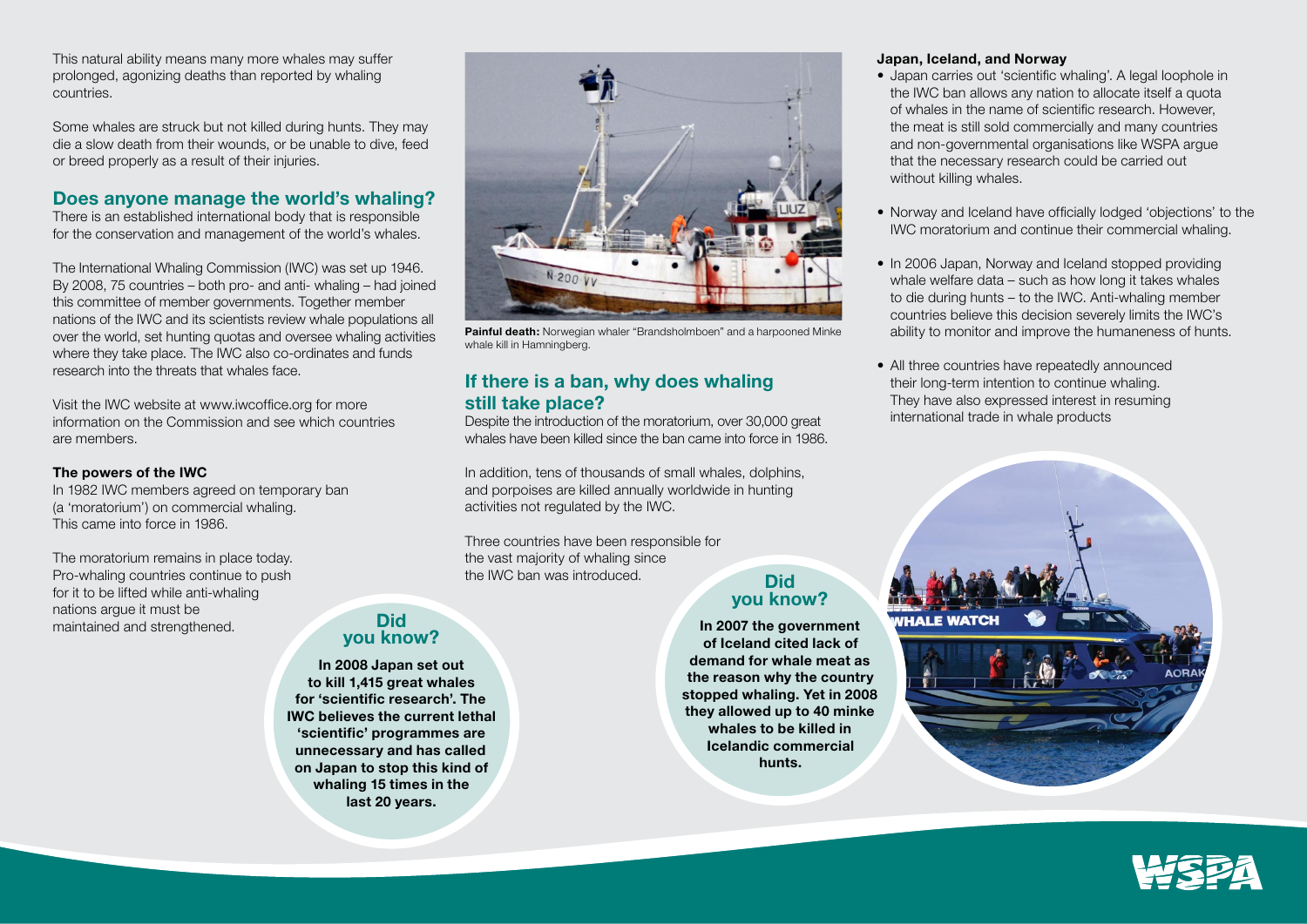This natural ability means many more whales may suffer prolonged, agonizing deaths than reported by whaling countries.

Some whales are struck but not killed during hunts. They may die a slow death from their wounds, or be unable to dive, feed or breed properly as a result of their injuries.

## Does anyone manage the world's whaling?

There is an established international body that is responsible for the conservation and management of the world's whales.

The International Whaling Commission (IWC) was set up 1946. By 2008, 75 countries – both pro- and anti- whaling – had joined this committee of member governments. Together member nations of the IWC and its scientists review whale populations all over the world, set hunting quotas and oversee whaling activities where they take place. The IWC also co-ordinates and funds research into the threats that whales face.

Visit the IWC website at www.iwcoffice.org for more information on the Commission and see which countries are members.

**The powers of the IWC**

In 1982 IWC members agreed on temporary ban (a 'moratorium') on commercial whaling. This came into force in 1986.

The moratorium remains in place today. Pro-whaling countries continue to push for it to be lifted while anti-whaling nations argue it must be maintained and strengthened.

### Did you know?

**In 2008 Japan set out to kill 1,415 great whales for 'scientific research'. The IWC believes the current lethal 'scientific' programmes are unnecessary and has called on Japan to stop this kind of whaling 15 times in the last 20 years.**

**Painful death:** Norwegian whaler "Brandsholmboen" and a harpooned Minke whale kill in Hamningberg.

## If there is a ban, why does whaling still take place?

Despite the introduction of the moratorium, over 30,000 great whales have been killed since the ban came into force in 1986.

In addition, tens of thousands of small whales, dolphins, and porpoises are killed annually worldwide in hunting activities not regulated by the IWC.

Three countries have been responsible for the vast majority of whaling since the IWC ban was introduced.

### Did you know?

**In 2007 the government of Iceland cited lack of demand for whale meat as the reason why the country stopped whaling. Yet in 2008 they allowed up to 40 minke whales to be killed in Icelandic commercial hunts.**

**Japan, Iceland, and Norway**

- Japan carries out 'scientific whaling'. A legal loophole in the IWC ban allows any nation to allocate itself a quota of whales in the name of scientific research. However, the meat is still sold commercially and many countries and non-governmental organisations like WSPA argue that the necessary research could be carried out without killing whales.
- Norway and Iceland have officially lodged 'objections' to the IWC moratorium and continue their commercial whaling.
- In 2006 Japan, Norway and Iceland stopped providing whale welfare data – such as how long it takes whales to die during hunts – to the IWC. Anti-whaling member countries believe this decision severely limits the IWC's ability to monitor and improve the humaneness of hunts.
- All three countries have repeatedly announced their long-term intention to continue whaling. They have also expressed interest in resuming international trade in whale products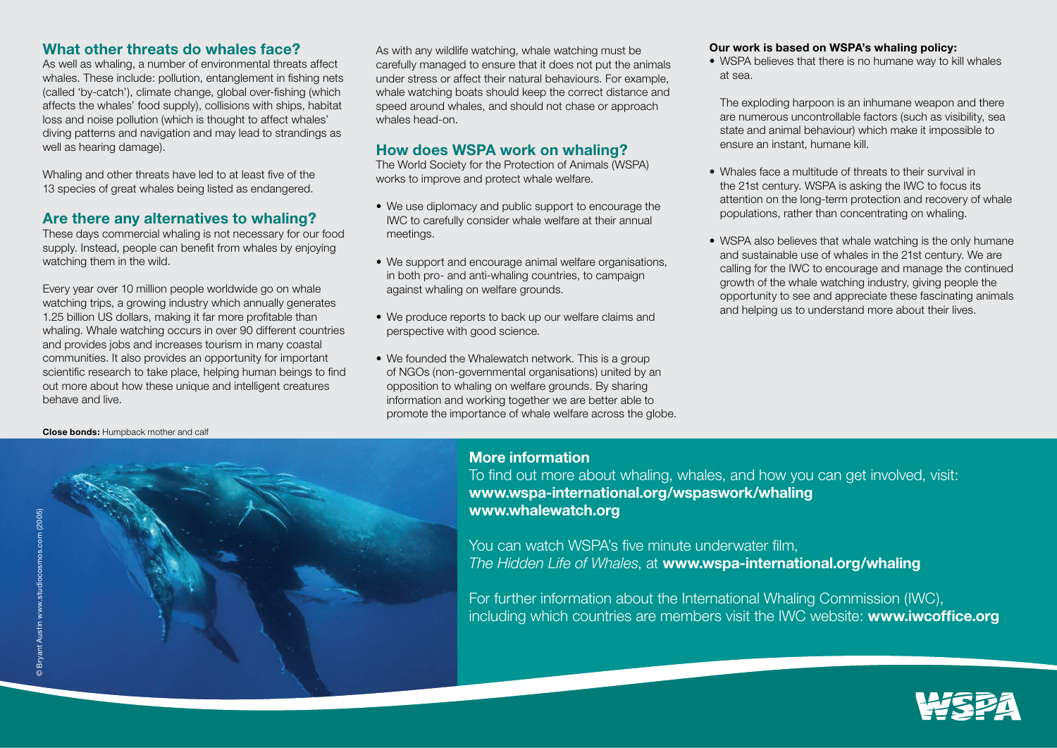## What other threats do whales face?

As well as whaling, a number of environmental threats affect whales. These include: pollution, entanglement in fishing nets (called 'by-catch'), climate change, global over-fishing (which affects the whales' food supply), collisions with ships, habitat loss and noise pollution (which is thought to affect whales' diving patterns and navigation and may lead to strandings as well as hearing damage).

Whaling and other threats have led to at least five of the 13 species of great whales being listed as endangered.

## Are there any alternatives to whaling?

These days commercial whaling is not necessary for our food supply. Instead, people can benefit from whales by enjoying watching them in the wild.

Every year over 10 million people worldwide go on whale watching trips, a growing industry which annually generates 1.25 billion US dollars, making it far more profitable than whaling. Whale watching occurs in over 90 different countries and provides jobs and increases tourism in many coastal communities. It also provides an opportunity for important scientific research to take place, helping human beings to find out more about how these unique and intelligent creatures behave and live.

As with any wildlife watching, whale watching must be carefully managed to ensure that it does not put the animals under stress or affect their natural behaviours. For example, whale watching boats should keep the correct distance and speed around whales, and should not chase or approach whales head-on.

## How does WSPA work on whaling?

The World Society for the Protection of Animals (WSPA) works to improve and protect whale welfare.

- We use diplomacy and public support to encourage the IWC to carefully consider whale welfare at their annual meetings.
- We support and encourage animal welfare organisations, in both pro- and anti-whaling countries, to campaign against whaling on welfare grounds.
- We produce reports to back up our welfare claims and perspective with good science.
- We founded the Whalewatch network. This is a group of NGOs (non-governmental organisations) united by an opposition to whaling on welfare grounds. By sharing information and working together we are better able to promote the importance of whale welfare across the globe.

**Our work is based on WSPA's whaling policy:**

- WSPA believes that there is no humane way to kill whales at sea.

  The exploding harpoon is an inhumane weapon and there are numerous uncontrollable factors (such as visibility, sea state and animal behaviour) which make it impossible to ensure an instant, humane kill.

- Whales face a multitude of threats to their survival in the 21st century. WSPA is asking the IWC to focus its attention on the long-term protection and recovery of whale populations, rather than concentrating on whaling.
- WSPA also believes that whale watching is the only humane and sustainable use of whales in the 21st century. We are calling for the IWC to encourage and manage the continued growth of the whale watching industry, giving people the opportunity to see and appreciate these fascinating animals and helping us to understand more about their lives.

**Close bonds:** Humpback mother and calf

© Bryant Austin www.studiocosmos.com (2005)

## More information

To find out more about whaling, whales, and how you can get involved, visit:
**www.wspa-international.org/wspaswork/whaling**
**www.whalewatch.org**

You can watch WSPA's five minute underwater film, *The Hidden Life of Whales*, at **www.wspa-international.org/whaling**

For further information about the International Whaling Commission (IWC), including which countries are members visit the IWC website: **www.iwcoffice.org**

WSPA